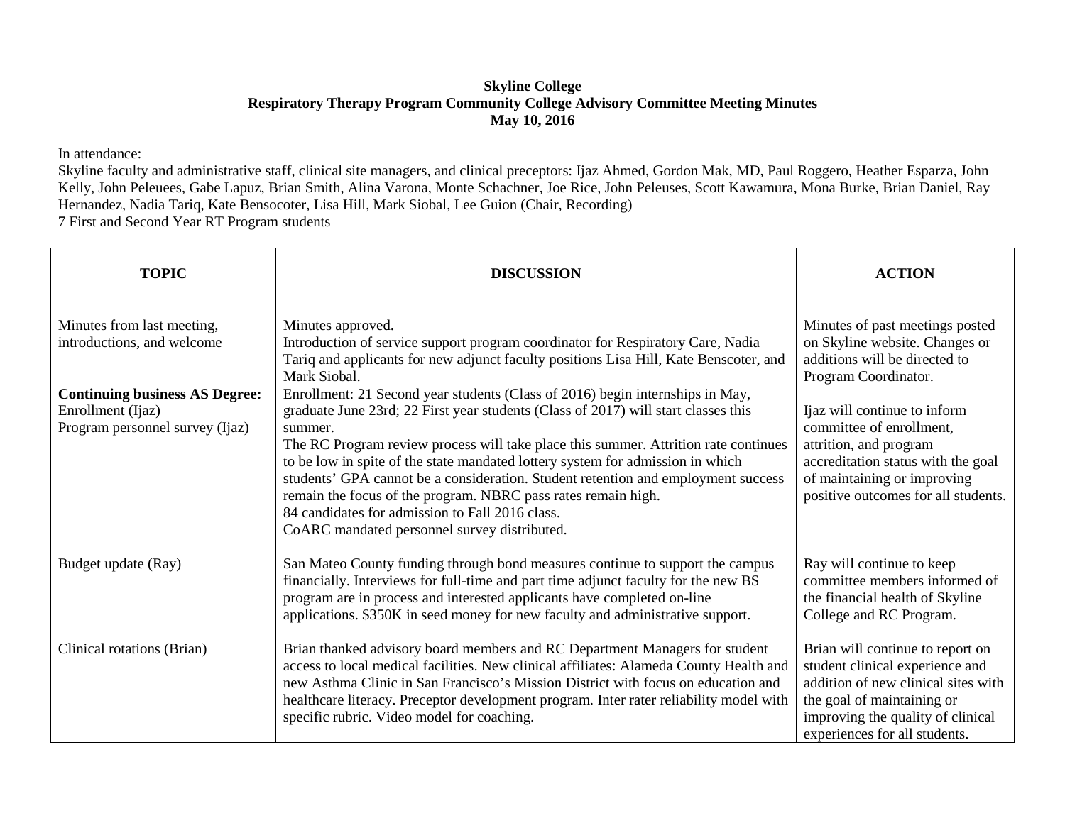**Skyline College**
**Respiratory Therapy Program Community College Advisory Committee Meeting Minutes**
**May 10, 2016**

In attendance:
Skyline faculty and administrative staff, clinical site managers, and clinical preceptors: Ijaz Ahmed, Gordon Mak, MD, Paul Roggero, Heather Esparza, John Kelly, John Peleuees, Gabe Lapuz, Brian Smith, Alina Varona, Monte Schachner, Joe Rice, John Peleuses, Scott Kawamura, Mona Burke, Brian Daniel, Ray Hernandez, Nadia Tariq, Kate Bensocoter, Lisa Hill, Mark Siobal, Lee Guion (Chair, Recording)
7 First and Second Year RT Program students

| TOPIC | DISCUSSION | ACTION |
|---|---|---|
| Minutes from last meeting, introductions, and welcome | Minutes approved.<br>Introduction of service support program coordinator for Respiratory Care, Nadia Tariq and applicants for new adjunct faculty positions Lisa Hill, Kate Benscoter, and Mark Siobal. | Minutes of past meetings posted on Skyline website. Changes or additions will be directed to Program Coordinator. |
| **Continuing business AS Degree:**<br>Enrollment (Ijaz)<br>Program personnel survey (Ijaz) | Enrollment: 21 Second year students (Class of 2016) begin internships in May, graduate June 23rd; 22 First year students (Class of 2017) will start classes this summer.<br>The RC Program review process will take place this summer. Attrition rate continues to be low in spite of the state mandated lottery system for admission in which students' GPA cannot be a consideration. Student retention and employment success remain the focus of the program. NBRC pass rates remain high.<br>84 candidates for admission to Fall 2016 class.<br>CoARC mandated personnel survey distributed. | Ijaz will continue to inform committee of enrollment, attrition, and program accreditation status with the goal of maintaining or improving positive outcomes for all students. |
| Budget update (Ray) | San Mateo County funding through bond measures continue to support the campus financially. Interviews for full-time and part time adjunct faculty for the new BS program are in process and interested applicants have completed on-line applications. $350K in seed money for new faculty and administrative support. | Ray will continue to keep committee members informed of the financial health of Skyline College and RC Program. |
| Clinical rotations (Brian) | Brian thanked advisory board members and RC Department Managers for student access to local medical facilities. New clinical affiliates: Alameda County Health and new Asthma Clinic in San Francisco's Mission District with focus on education and healthcare literacy. Preceptor development program. Inter rater reliability model with specific rubric. Video model for coaching. | Brian will continue to report on student clinical experience and addition of new clinical sites with the goal of maintaining or improving the quality of clinical experiences for all students. |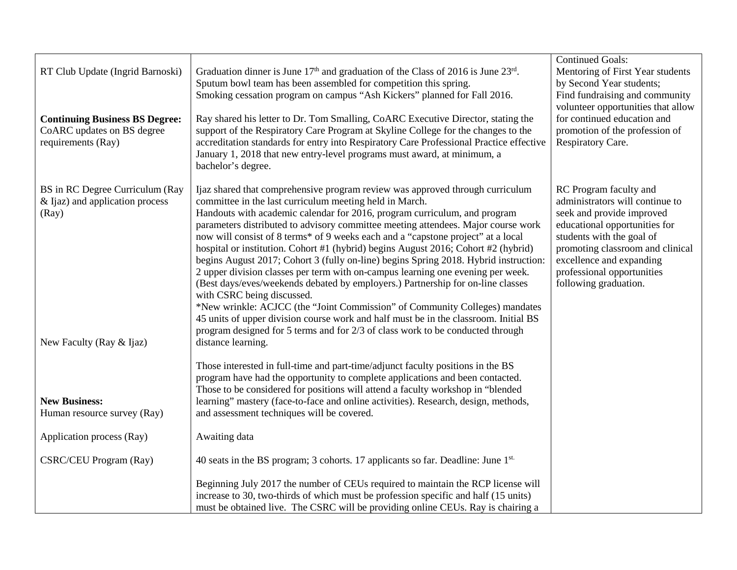| | | |
|---|---|---|
| RT Club Update (Ingrid Barnoski) | Graduation dinner is June 17th and graduation of the Class of 2016 is June 23rd. Sputum bowl team has been assembled for competition this spring. Smoking cessation program on campus "Ash Kickers" planned for Fall 2016. | Continued Goals: Mentoring of First Year students by Second Year students; Find fundraising and community volunteer opportunities that allow for continued education and promotion of the profession of Respiratory Care. |
| **Continuing Business BS Degree:** CoARC updates on BS degree requirements (Ray) | Ray shared his letter to Dr. Tom Smalling, CoARC Executive Director, stating the support of the Respiratory Care Program at Skyline College for the changes to the accreditation standards for entry into Respiratory Care Professional Practice effective January 1, 2018 that new entry-level programs must award, at minimum, a bachelor's degree. | |
| BS in RC Degree Curriculum (Ray & Ijaz) and application process (Ray) | Ijaz shared that comprehensive program review was approved through curriculum committee in the last curriculum meeting held in March. Handouts with academic calendar for 2016, program curriculum, and program parameters distributed to advisory committee meeting attendees. Major course work now will consist of 8 terms* of 9 weeks each and a "capstone project" at a local hospital or institution. Cohort #1 (hybrid) begins August 2016; Cohort #2 (hybrid) begins August 2017; Cohort 3 (fully on-line) begins Spring 2018. Hybrid instruction: 2 upper division classes per term with on-campus learning one evening per week. (Best days/eves/weekends debated by employers.) Partnership for on-line classes with CSRC being discussed. *New wrinkle: ACJCC (the "Joint Commission" of Community Colleges) mandates 45 units of upper division course work and half must be in the classroom. Initial BS program designed for 5 terms and for 2/3 of class work to be conducted through distance learning. | RC Program faculty and administrators will continue to seek and provide improved educational opportunities for students with the goal of promoting classroom and clinical excellence and expanding professional opportunities following graduation. |
| New Faculty (Ray & Ijaz) | Those interested in full-time and part-time/adjunct faculty positions in the BS program have had the opportunity to complete applications and been contacted. Those to be considered for positions will attend a faculty workshop in "blended learning" mastery (face-to-face and online activities). Research, design, methods, and assessment techniques will be covered. | |
| **New Business:** Human resource survey (Ray) | Awaiting data | |
| Application process (Ray) | 40 seats in the BS program; 3 cohorts. 17 applicants so far. Deadline: June 1st. | |
| CSRC/CEU Program (Ray) | Beginning July 2017 the number of CEUs required to maintain the RCP license will increase to 30, two-thirds of which must be profession specific and half (15 units) must be obtained live. The CSRC will be providing online CEUs. Ray is chairing a | |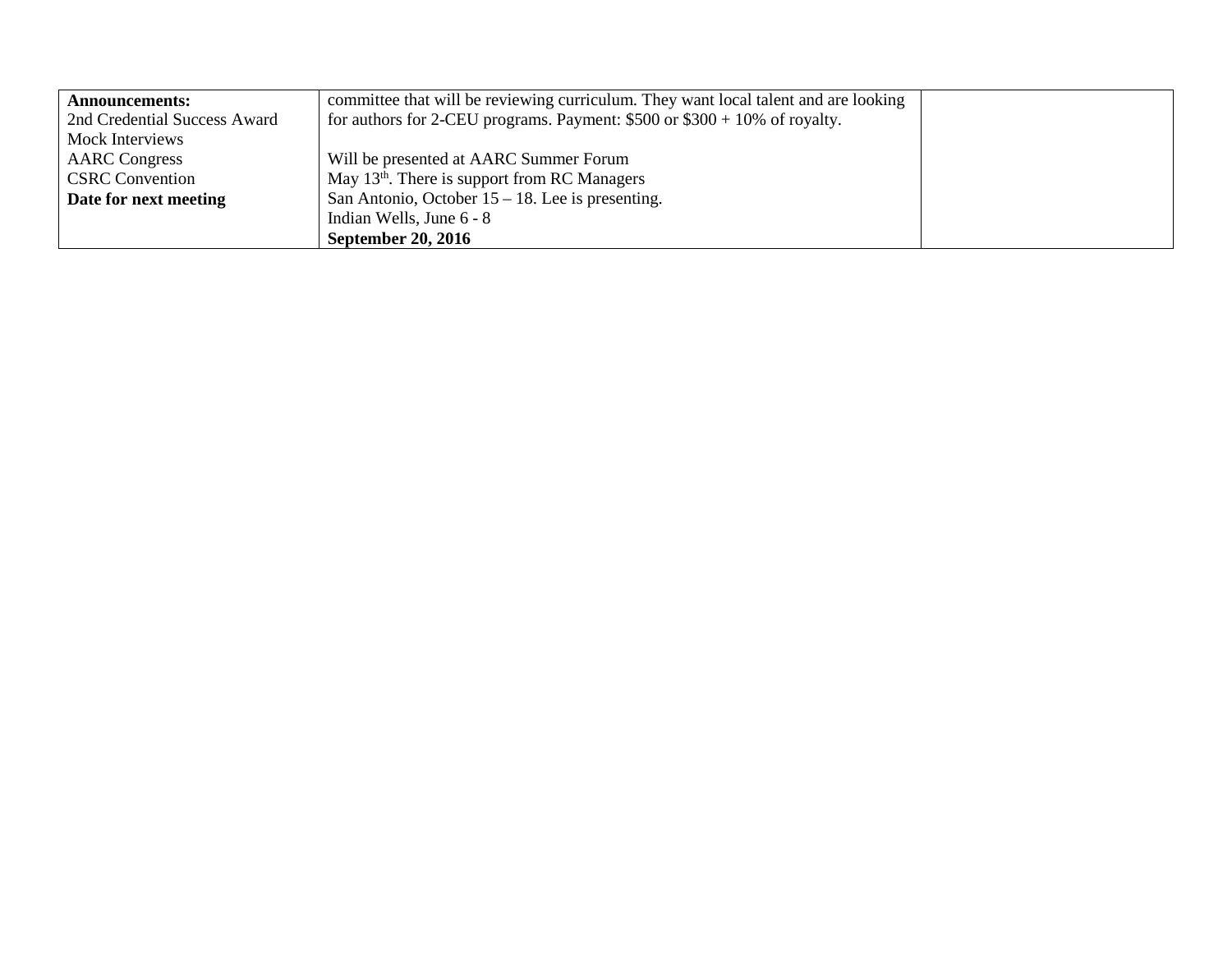| | | |
|---|---|---|
| **Announcements:** | committee that will be reviewing curriculum. They want local talent and are looking for authors for 2-CEU programs. Payment: $500 or $300 + 10% of royalty. | |
| 2nd Credential Success Award | Will be presented at AARC Summer Forum | |
| Mock Interviews | May 13th. There is support from RC Managers | |
| AARC Congress | San Antonio, October 15 – 18. Lee is presenting. | |
| CSRC Convention | Indian Wells, June 6 - 8 | |
| **Date for next meeting** | **September 20, 2016** | |